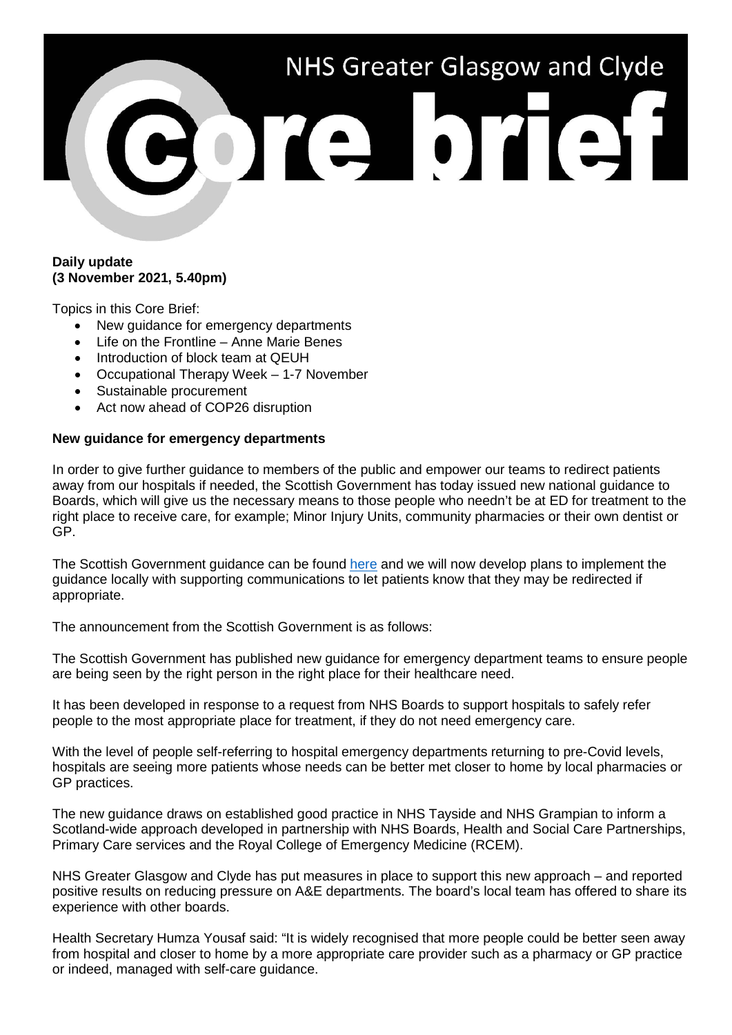# NHS Greater Glasgow and Clyde

# Core brief

**Daily update**
**(3 November 2021, 5.40pm)**

Topics in this Core Brief:

- New guidance for emergency departments
- Life on the Frontline – Anne Marie Benes
- Introduction of block team at QEUH
- Occupational Therapy Week – 1-7 November
- Sustainable procurement
- Act now ahead of COP26 disruption

**New guidance for emergency departments**

In order to give further guidance to members of the public and empower our teams to redirect patients away from our hospitals if needed, the Scottish Government has today issued new national guidance to Boards, which will give us the necessary means to those people who needn't be at ED for treatment to the right place to receive care, for example; Minor Injury Units, community pharmacies or their own dentist or GP.

The Scottish Government guidance can be found here and we will now develop plans to implement the guidance locally with supporting communications to let patients know that they may be redirected if appropriate.

The announcement from the Scottish Government is as follows:

The Scottish Government has published new guidance for emergency department teams to ensure people are being seen by the right person in the right place for their healthcare need.

It has been developed in response to a request from NHS Boards to support hospitals to safely refer people to the most appropriate place for treatment, if they do not need emergency care.

With the level of people self-referring to hospital emergency departments returning to pre-Covid levels, hospitals are seeing more patients whose needs can be better met closer to home by local pharmacies or GP practices.

The new guidance draws on established good practice in NHS Tayside and NHS Grampian to inform a Scotland-wide approach developed in partnership with NHS Boards, Health and Social Care Partnerships, Primary Care services and the Royal College of Emergency Medicine (RCEM).

NHS Greater Glasgow and Clyde has put measures in place to support this new approach – and reported positive results on reducing pressure on A&E departments. The board's local team has offered to share its experience with other boards.

Health Secretary Humza Yousaf said: "It is widely recognised that more people could be better seen away from hospital and closer to home by a more appropriate care provider such as a pharmacy or GP practice or indeed, managed with self-care guidance.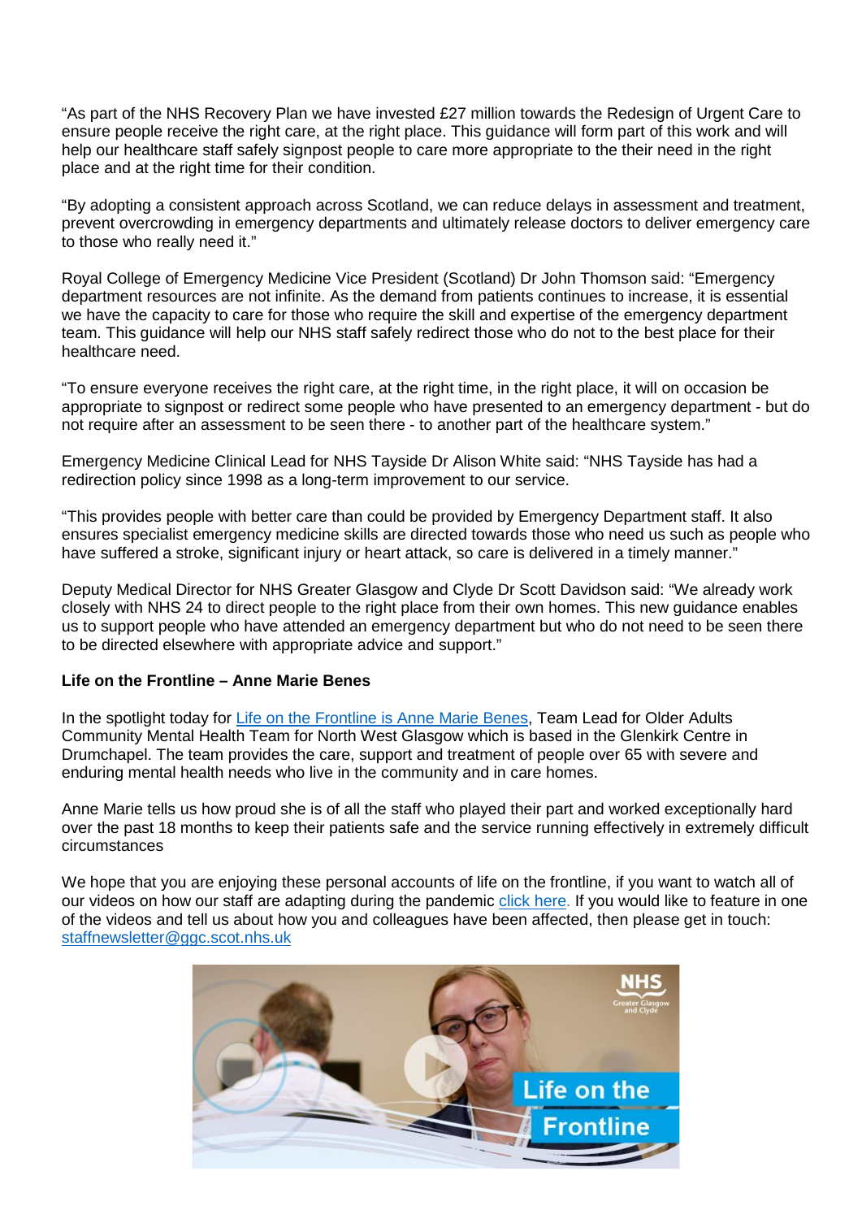"As part of the NHS Recovery Plan we have invested £27 million towards the Redesign of Urgent Care to ensure people receive the right care, at the right place. This guidance will form part of this work and will help our healthcare staff safely signpost people to care more appropriate to the their need in the right place and at the right time for their condition.

"By adopting a consistent approach across Scotland, we can reduce delays in assessment and treatment, prevent overcrowding in emergency departments and ultimately release doctors to deliver emergency care to those who really need it."

Royal College of Emergency Medicine Vice President (Scotland) Dr John Thomson said: "Emergency department resources are not infinite. As the demand from patients continues to increase, it is essential we have the capacity to care for those who require the skill and expertise of the emergency department team. This guidance will help our NHS staff safely redirect those who do not to the best place for their healthcare need.

"To ensure everyone receives the right care, at the right time, in the right place, it will on occasion be appropriate to signpost or redirect some people who have presented to an emergency department - but do not require after an assessment to be seen there - to another part of the healthcare system."

Emergency Medicine Clinical Lead for NHS Tayside Dr Alison White said: "NHS Tayside has had a redirection policy since 1998 as a long-term improvement to our service.

"This provides people with better care than could be provided by Emergency Department staff. It also ensures specialist emergency medicine skills are directed towards those who need us such as people who have suffered a stroke, significant injury or heart attack, so care is delivered in a timely manner."

Deputy Medical Director for NHS Greater Glasgow and Clyde Dr Scott Davidson said: "We already work closely with NHS 24 to direct people to the right place from their own homes. This new guidance enables us to support people who have attended an emergency department but who do not need to be seen there to be directed elsewhere with appropriate advice and support."

**Life on the Frontline – Anne Marie Benes**

In the spotlight today for Life on the Frontline is Anne Marie Benes, Team Lead for Older Adults Community Mental Health Team for North West Glasgow which is based in the Glenkirk Centre in Drumchapel. The team provides the care, support and treatment of people over 65 with severe and enduring mental health needs who live in the community and in care homes.

Anne Marie tells us how proud she is of all the staff who played their part and worked exceptionally hard over the past 18 months to keep their patients safe and the service running effectively in extremely difficult circumstances

We hope that you are enjoying these personal accounts of life on the frontline, if you want to watch all of our videos on how our staff are adapting during the pandemic click here. If you would like to feature in one of the videos and tell us about how you and colleagues have been affected, then please get in touch: staffnewsletter@ggc.scot.nhs.uk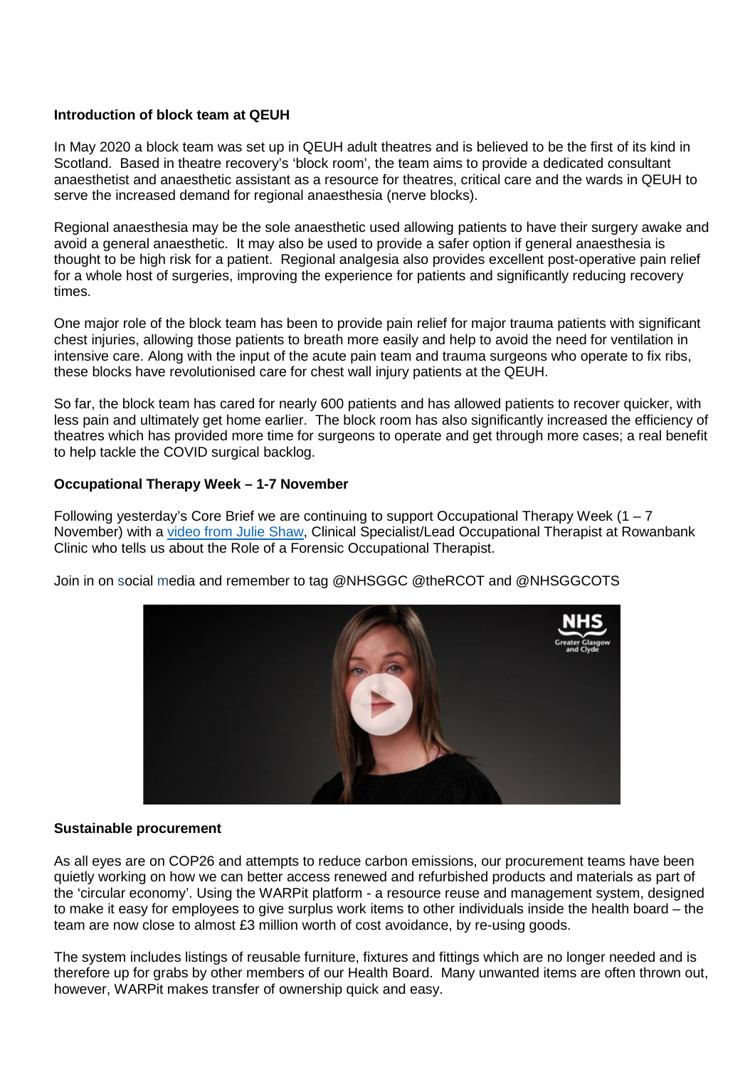**Introduction of block team at QEUH**

In May 2020 a block team was set up in QEUH adult theatres and is believed to be the first of its kind in Scotland. Based in theatre recovery's 'block room', the team aims to provide a dedicated consultant anaesthetist and anaesthetic assistant as a resource for theatres, critical care and the wards in QEUH to serve the increased demand for regional anaesthesia (nerve blocks).

Regional anaesthesia may be the sole anaesthetic used allowing patients to have their surgery awake and avoid a general anaesthetic. It may also be used to provide a safer option if general anaesthesia is thought to be high risk for a patient. Regional analgesia also provides excellent post-operative pain relief for a whole host of surgeries, improving the experience for patients and significantly reducing recovery times.

One major role of the block team has been to provide pain relief for major trauma patients with significant chest injuries, allowing those patients to breath more easily and help to avoid the need for ventilation in intensive care. Along with the input of the acute pain team and trauma surgeons who operate to fix ribs, these blocks have revolutionised care for chest wall injury patients at the QEUH.

So far, the block team has cared for nearly 600 patients and has allowed patients to recover quicker, with less pain and ultimately get home earlier. The block room has also significantly increased the efficiency of theatres which has provided more time for surgeons to operate and get through more cases; a real benefit to help tackle the COVID surgical backlog.

**Occupational Therapy Week – 1-7 November**

Following yesterday's Core Brief we are continuing to support Occupational Therapy Week (1 – 7 November) with a video from Julie Shaw, Clinical Specialist/Lead Occupational Therapist at Rowanbank Clinic who tells us about the Role of a Forensic Occupational Therapist.

Join in on social media and remember to tag @NHSGGC @theRCOT and @NHSGGCOTS

**Sustainable procurement**

As all eyes are on COP26 and attempts to reduce carbon emissions, our procurement teams have been quietly working on how we can better access renewed and refurbished products and materials as part of the 'circular economy'. Using the WARPit platform - a resource reuse and management system, designed to make it easy for employees to give surplus work items to other individuals inside the health board – the team are now close to almost £3 million worth of cost avoidance, by re-using goods.

The system includes listings of reusable furniture, fixtures and fittings which are no longer needed and is therefore up for grabs by other members of our Health Board. Many unwanted items are often thrown out, however, WARPit makes transfer of ownership quick and easy.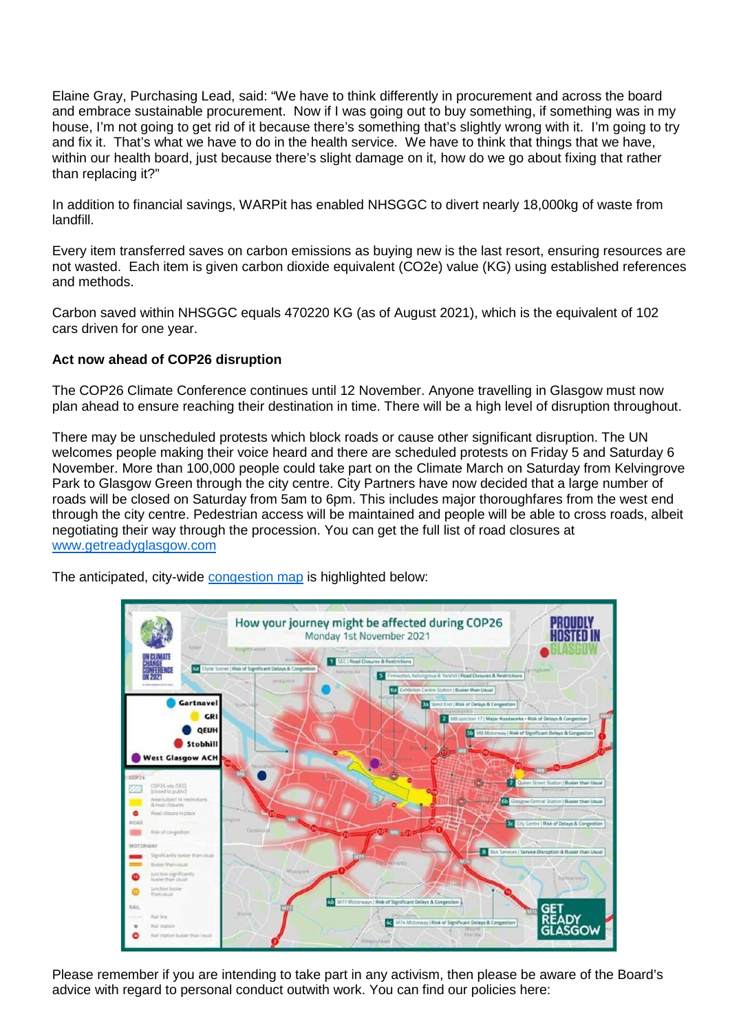Elaine Gray, Purchasing Lead, said: "We have to think differently in procurement and across the board and embrace sustainable procurement. Now if I was going out to buy something, if something was in my house, I'm not going to get rid of it because there's something that's slightly wrong with it. I'm going to try and fix it. That's what we have to do in the health service. We have to think that things that we have, within our health board, just because there's slight damage on it, how do we go about fixing that rather than replacing it?"

In addition to financial savings, WARPit has enabled NHSGGC to divert nearly 18,000kg of waste from landfill.

Every item transferred saves on carbon emissions as buying new is the last resort, ensuring resources are not wasted. Each item is given carbon dioxide equivalent ($CO_2e$) value (KG) using established references and methods.

Carbon saved within NHSGGC equals 470220 KG (as of August 2021), which is the equivalent of 102 cars driven for one year.

**Act now ahead of COP26 disruption**

The COP26 Climate Conference continues until 12 November. Anyone travelling in Glasgow must now plan ahead to ensure reaching their destination in time. There will be a high level of disruption throughout.

There may be unscheduled protests which block roads or cause other significant disruption. The UN welcomes people making their voice heard and there are scheduled protests on Friday 5 and Saturday 6 November. More than 100,000 people could take part on the Climate March on Saturday from Kelvingrove Park to Glasgow Green through the city centre. City Partners have now decided that a large number of roads will be closed on Saturday from 5am to 6pm. This includes major thoroughfares from the west end through the city centre. Pedestrian access will be maintained and people will be able to cross roads, albeit negotiating their way through the procession. You can get the full list of road closures at [www.getreadyglasgow.com](www.getreadyglasgow.com)

The anticipated, city-wide congestion map is highlighted below:

Please remember if you are intending to take part in any activism, then please be aware of the Board's advice with regard to personal conduct outwith work. You can find our policies here: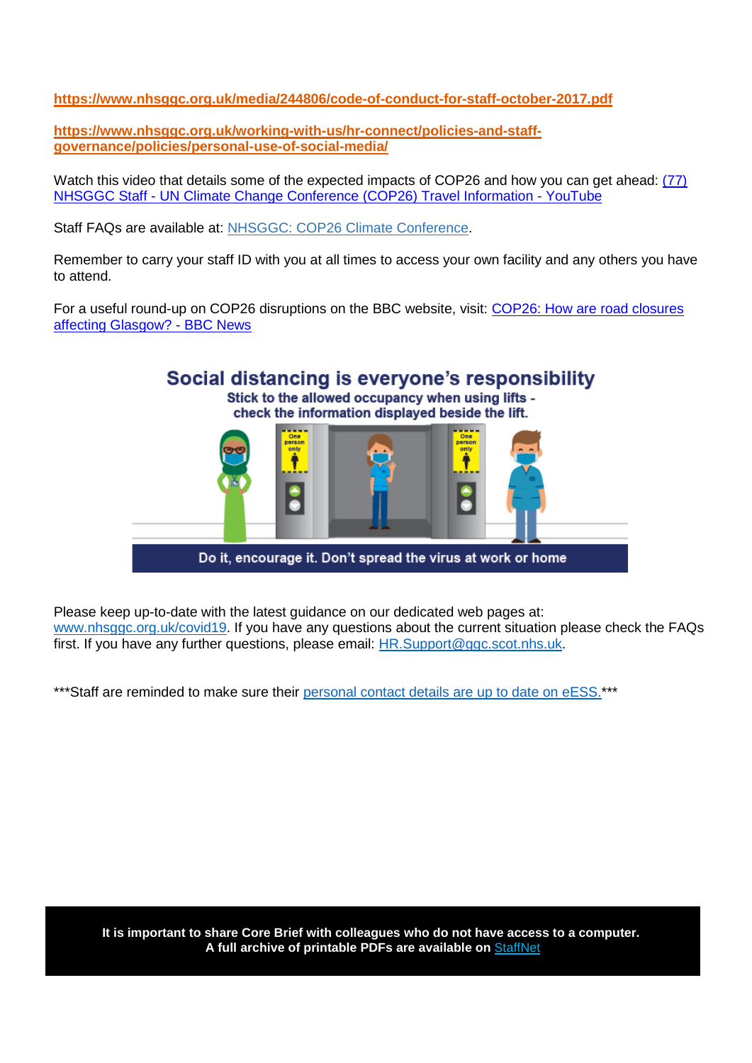**https://www.nhsggc.org.uk/media/244806/code-of-conduct-for-staff-october-2017.pdf**

**https://www.nhsggc.org.uk/working-with-us/hr-connect/policies-and-staff-governance/policies/personal-use-of-social-media/**

Watch this video that details some of the expected impacts of COP26 and how you can get ahead: (77) NHSGGC Staff - UN Climate Change Conference (COP26) Travel Information - YouTube

Staff FAQs are available at: NHSGGC: COP26 Climate Conference.

Remember to carry your staff ID with you at all times to access your own facility and any others you have to attend.

For a useful round-up on COP26 disruptions on the BBC website, visit: COP26: How are road closures affecting Glasgow? - BBC News

**Social distancing is everyone's responsibility**

**Stick to the allowed occupancy when using lifts - check the information displayed beside the lift.**

One person only

One person only

**Do it, encourage it. Don't spread the virus at work or home**

Please keep up-to-date with the latest guidance on our dedicated web pages at: www.nhsggc.org.uk/covid19. If you have any questions about the current situation please check the FAQs first. If you have any further questions, please email: HR.Support@ggc.scot.nhs.uk.

***Staff are reminded to make sure their personal contact details are up to date on eESS.***

**It is important to share Core Brief with colleagues who do not have access to a computer.**
**A full archive of printable PDFs are available on** StaffNet